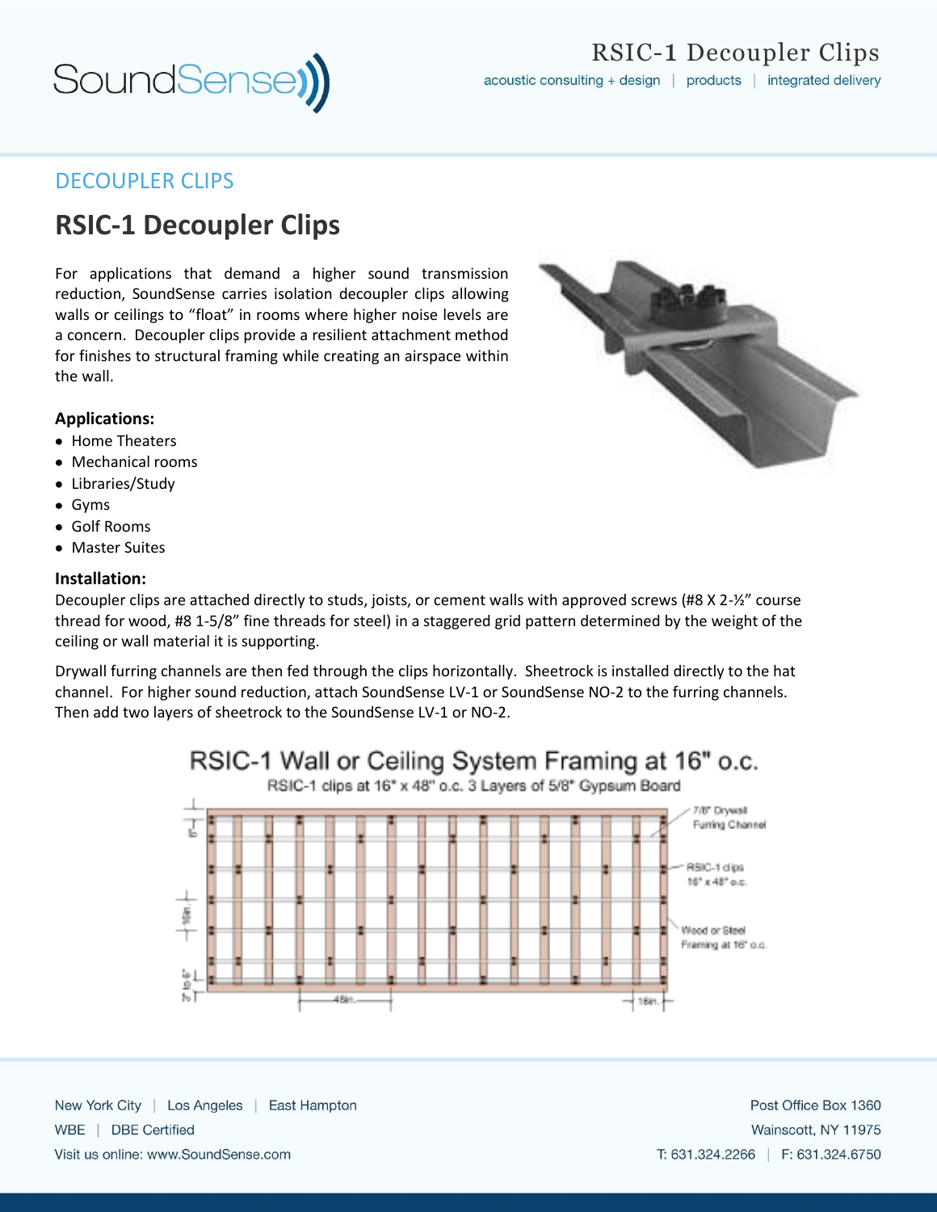# RSIC-1 Decoupler Clips

acoustic consulting + design | products | integrated delivery

## DECOUPLER CLIPS

# RSIC-1 Decoupler Clips

For applications that demand a higher sound transmission reduction, SoundSense carries isolation decoupler clips allowing walls or ceilings to "float" in rooms where higher noise levels are a concern. Decoupler clips provide a resilient attachment method for finishes to structural framing while creating an airspace within the wall.

### Applications:

- Home Theaters
- Mechanical rooms
- Libraries/Study
- Gyms
- Golf Rooms
- Master Suites

### Installation:

Decoupler clips are attached directly to studs, joists, or cement walls with approved screws (#8 X 2-½" course thread for wood, #8 1-5/8" fine threads for steel) in a staggered grid pattern determined by the weight of the ceiling or wall material it is supporting.

Drywall furring channels are then fed through the clips horizontally. Sheetrock is installed directly to the hat channel. For higher sound reduction, attach SoundSense LV-1 or SoundSense NO-2 to the furring channels. Then add two layers of sheetrock to the SoundSense LV-1 or NO-2.

RSIC-1 Wall or Ceiling System Framing at 16" o.c.

RSIC-1 clips at 16" x 48" o.c. 3 Layers of 5/8" Gypsum Board

7/8" Drywall Furring Channel

RSIC-1 clips 16" x 48" o.c.

Wood or Steel Framing at 16" o.c.

6"

16in.

2" to 6"

48in.

16in.

New York City | Los Angeles | East Hampton

WBE | DBE Certified

Visit us online: www.SoundSense.com

Post Office Box 1360

Wainscott, NY 11975

T: 631.324.2266 | F: 631.324.6750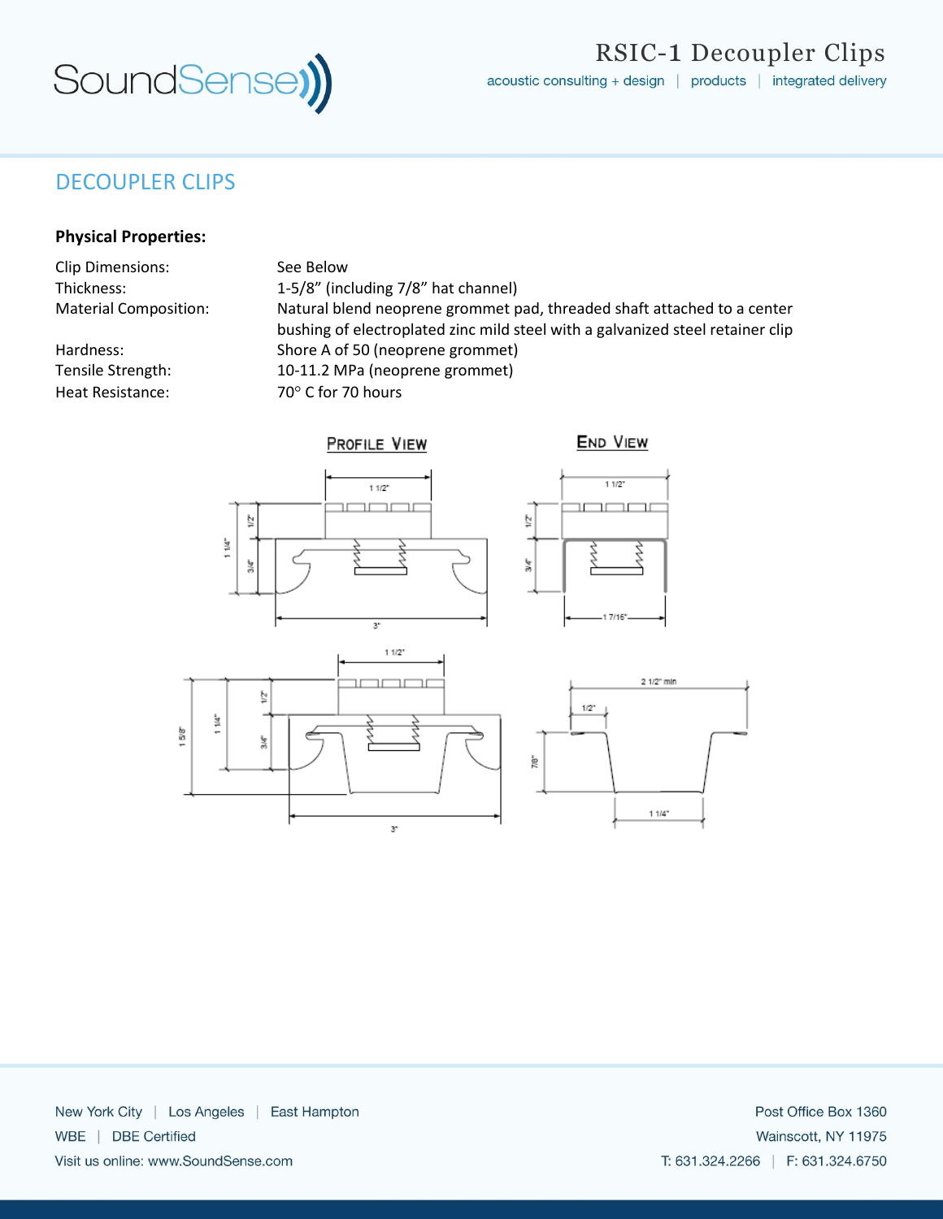## DECOUPLER CLIPS

**Physical Properties:**

| | |
|---|---|
| Clip Dimensions: | See Below |
| Thickness: | 1-5/8” (including 7/8” hat channel) |
| Material Composition: | Natural blend neoprene grommet pad, threaded shaft attached to a center bushing of electroplated zinc mild steel with a galvanized steel retainer clip |
| Hardness: | Shore A of 50 (neoprene grommet) |
| Tensile Strength: | 10-11.2 MPa (neoprene grommet) |
| Heat Resistance: | 70° C for 70 hours |

PROFILE VIEW

1 1/2"
1/2"
1 1/4"
3/4"
3"

END VIEW

1 1/2"
1/2"
3/4"
1 7/16"

1 1/2"
1/2"
1 1/4"
1 5/8"
3/4"
3"

2 1/2" min
1/2"
7/8"
1 1/4"